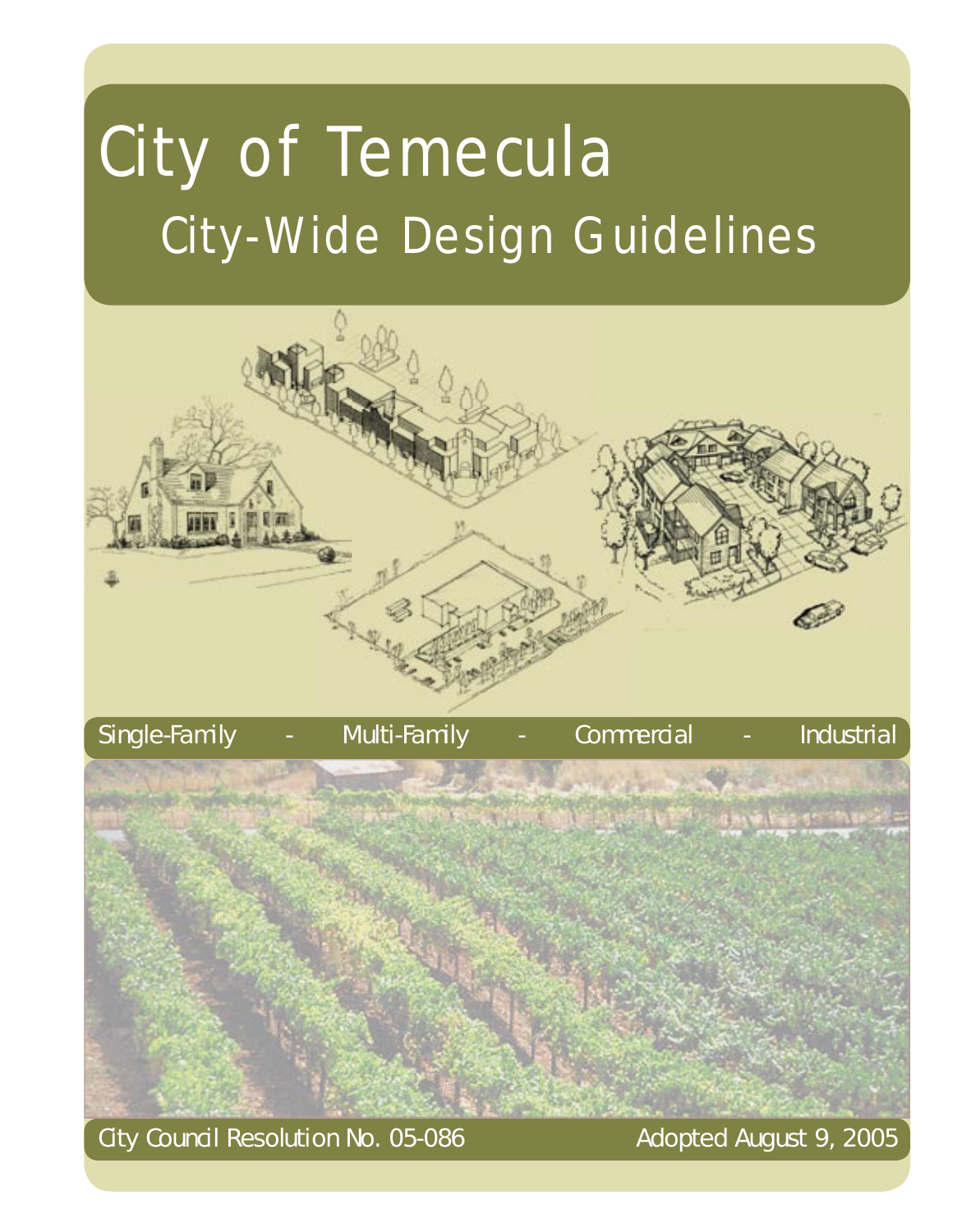# City of Temecula

## City-Wide Design Guidelines

Single-Family - Multi-Family - Commercial - Industrial

City Council Resolution No. 05-086

Adopted August 9, 2005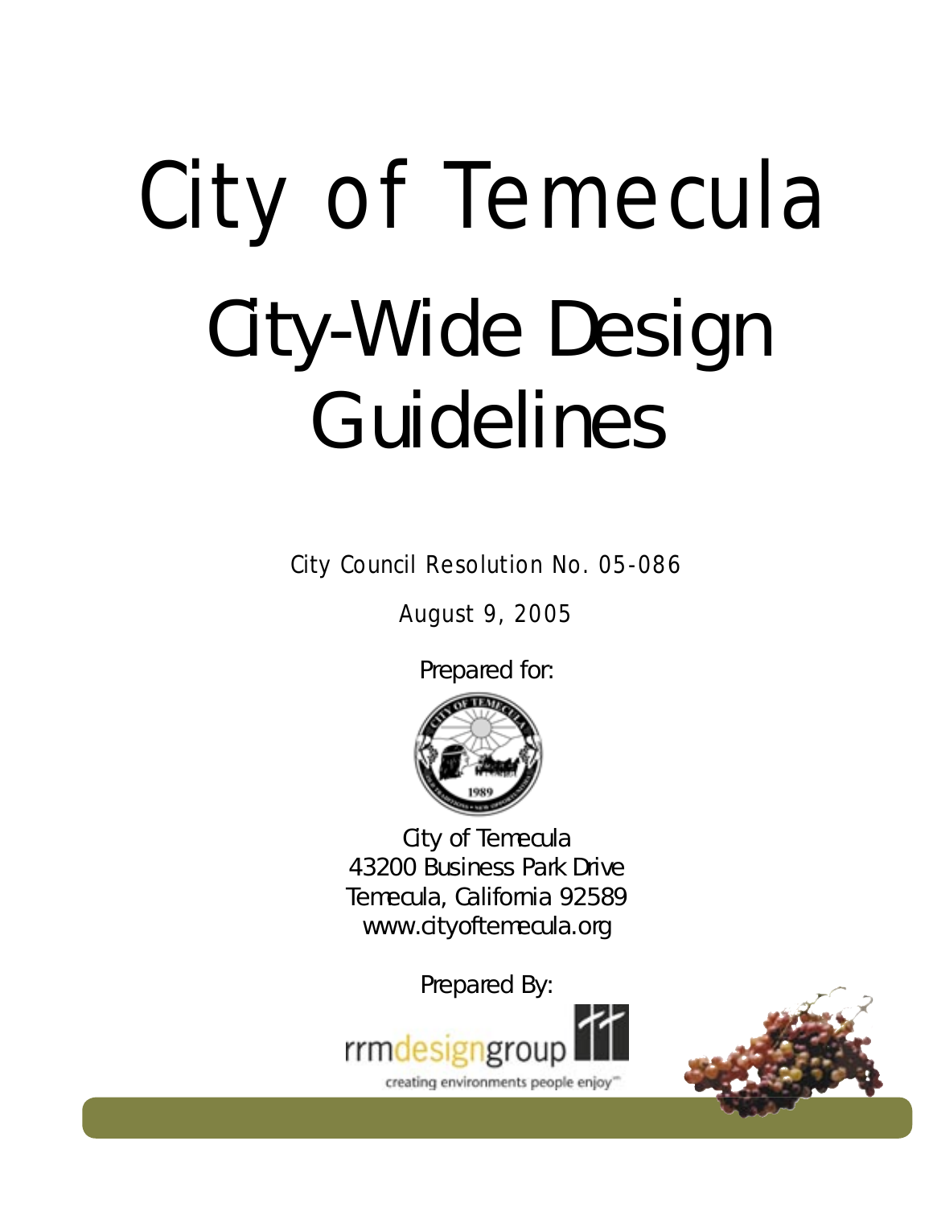# City of Temecula

# City-Wide Design Guidelines

City Council Resolution No. 05-086

August 9, 2005

Prepared for:

City of Temecula
43200 Business Park Drive
Temecula, California 92589
www.cityoftemecula.org

Prepared By:

rrmdesigngroup

creating environments people enjoy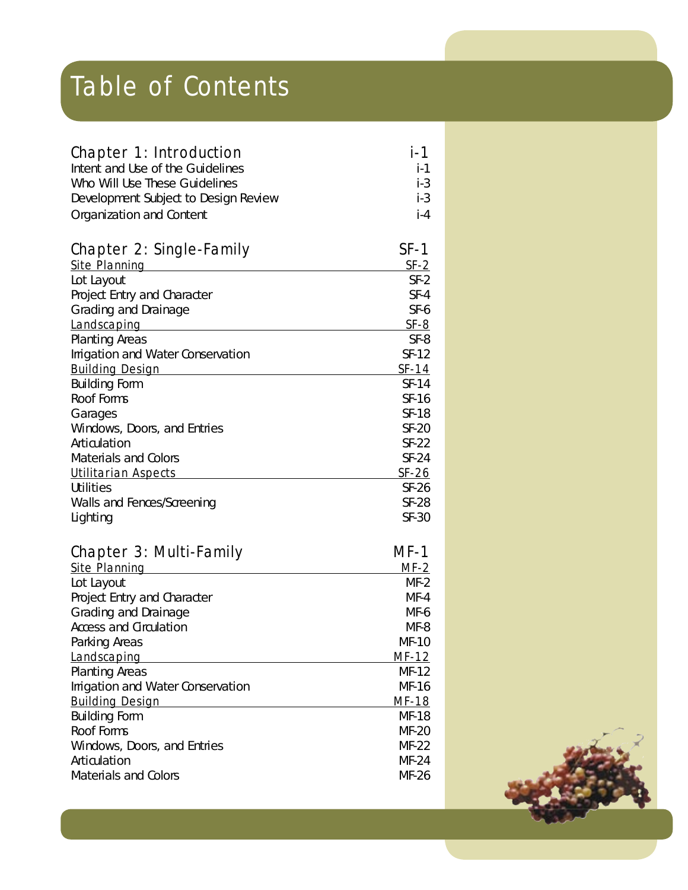# Table of Contents

| | |
|---|---|
| **Chapter 1: Introduction** | **i-1** |
| Intent and Use of the Guidelines | i-1 |
| Who Will Use These Guidelines | i-3 |
| Development Subject to Design Review | i-3 |
| Organization and Content | i-4 |
| | |
| **Chapter 2: Single-Family** | **SF-1** |
| *Site Planning* | *SF-2* |
| Lot Layout | SF-2 |
| Project Entry and Character | SF-4 |
| Grading and Drainage | SF-6 |
| *Landscaping* | *SF-8* |
| Planting Areas | SF-8 |
| Irrigation and Water Conservation | SF-12 |
| *Building Design* | *SF-14* |
| Building Form | SF-14 |
| Roof Forms | SF-16 |
| Garages | SF-18 |
| Windows, Doors, and Entries | SF-20 |
| Articulation | SF-22 |
| Materials and Colors | SF-24 |
| *Utilitarian Aspects* | *SF-26* |
| Utilities | SF-26 |
| Walls and Fences/Screening | SF-28 |
| Lighting | SF-30 |
| | |
| **Chapter 3: Multi-Family** | **MF-1** |
| *Site Planning* | *MF-2* |
| Lot Layout | MF-2 |
| Project Entry and Character | MF-4 |
| Grading and Drainage | MF-6 |
| Access and Circulation | MF-8 |
| Parking Areas | MF-10 |
| *Landscaping* | *MF-12* |
| Planting Areas | MF-12 |
| Irrigation and Water Conservation | MF-16 |
| *Building Design* | *MF-18* |
| Building Form | MF-18 |
| Roof Forms | MF-20 |
| Windows, Doors, and Entries | MF-22 |
| Articulation | MF-24 |
| Materials and Colors | MF-26 |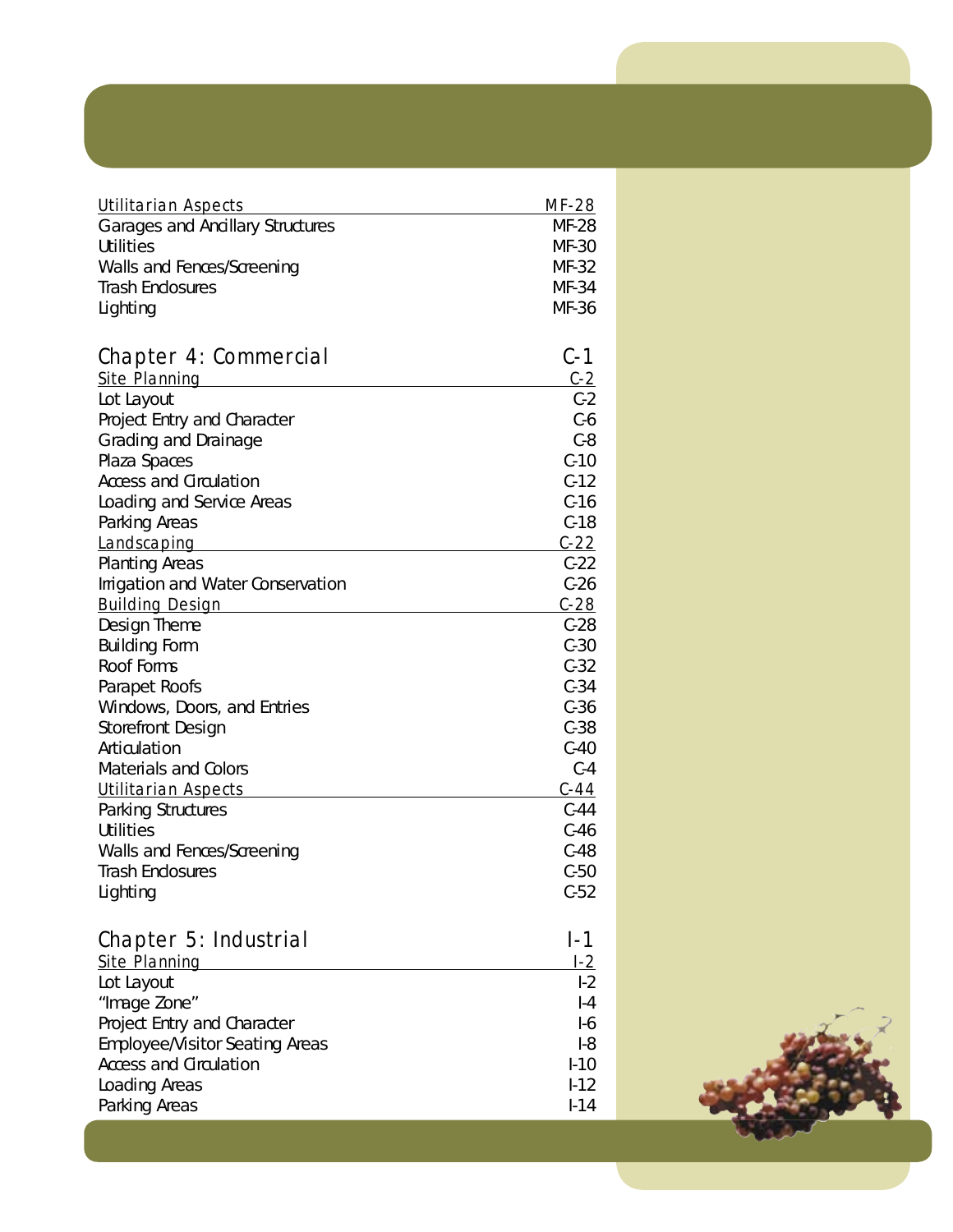| Utilitarian Aspects | MF-28 |
|---|---|
| Garages and Ancillary Structures | MF-28 |
| Utilities | MF-30 |
| Walls and Fences/Screening | MF-32 |
| Trash Enclosures | MF-34 |
| Lighting | MF-36 |

## Chapter 4: Commercial — C-1

| Site Planning | C-2 |
|---|---|
| Lot Layout | C-2 |
| Project Entry and Character | C-6 |
| Grading and Drainage | C-8 |
| Plaza Spaces | C-10 |
| Access and Circulation | C-12 |
| Loading and Service Areas | C-16 |
| Parking Areas | C-18 |
| **Landscaping** | **C-22** |
| Planting Areas | C-22 |
| Irrigation and Water Conservation | C-26 |
| **Building Design** | **C-28** |
| Design Theme | C-28 |
| Building Form | C-30 |
| Roof Forms | C-32 |
| Parapet Roofs | C-34 |
| Windows, Doors, and Entries | C-36 |
| Storefront Design | C-38 |
| Articulation | C-40 |
| Materials and Colors | C-4 |
| **Utilitarian Aspects** | **C-44** |
| Parking Structures | C-44 |
| Utilities | C-46 |
| Walls and Fences/Screening | C-48 |
| Trash Enclosures | C-50 |
| Lighting | C-52 |

## Chapter 5: Industrial — I-1

| Site Planning | I-2 |
|---|---|
| Lot Layout | I-2 |
| "Image Zone" | I-4 |
| Project Entry and Character | I-6 |
| Employee/Visitor Seating Areas | I-8 |
| Access and Circulation | I-10 |
| Loading Areas | I-12 |
| Parking Areas | I-14 |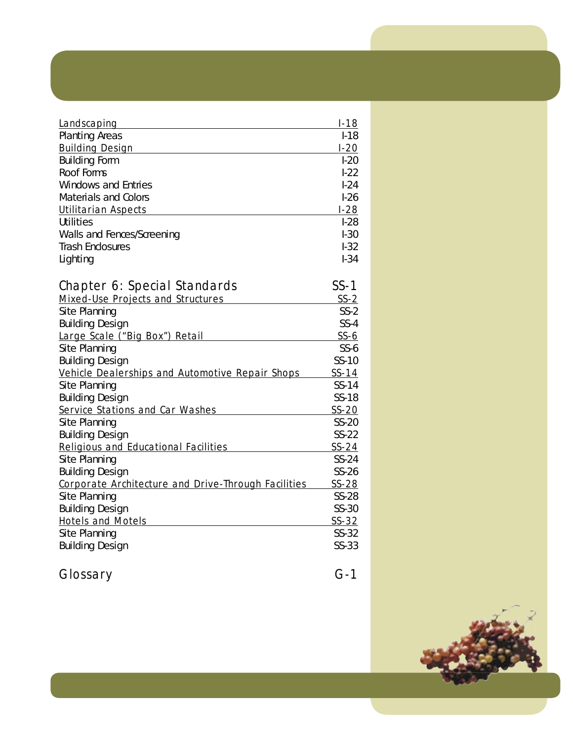| | |
|---|---|
| <u>Landscaping</u> | <u>I-18</u> |
| Planting Areas | I-18 |
| <u>Building Design</u> | <u>I-20</u> |
| Building Form | I-20 |
| Roof Forms | I-22 |
| Windows and Entries | I-24 |
| Materials and Colors | I-26 |
| <u>Utilitarian Aspects</u> | <u>I-28</u> |
| Utilities | I-28 |
| Walls and Fences/Screening | I-30 |
| Trash Enclosures | I-32 |
| Lighting | I-34 |

## Chapter 6: Special Standards — SS-1

| | |
|---|---|
| <u>Mixed-Use Projects and Structures</u> | <u>SS-2</u> |
| Site Planning | SS-2 |
| Building Design | SS-4 |
| <u>Large Scale ("Big Box") Retail</u> | <u>SS-6</u> |
| Site Planning | SS-6 |
| Building Design | SS-10 |
| <u>Vehicle Dealerships and Automotive Repair Shops</u> | <u>SS-14</u> |
| Site Planning | SS-14 |
| Building Design | SS-18 |
| <u>Service Stations and Car Washes</u> | <u>SS-20</u> |
| Site Planning | SS-20 |
| Building Design | SS-22 |
| <u>Religious and Educational Facilities</u> | <u>SS-24</u> |
| Site Planning | SS-24 |
| Building Design | SS-26 |
| <u>Corporate Architecture and Drive-Through Facilities</u> | <u>SS-28</u> |
| Site Planning | SS-28 |
| Building Design | SS-30 |
| <u>Hotels and Motels</u> | <u>SS-32</u> |
| Site Planning | SS-32 |
| Building Design | SS-33 |

## Glossary — G-1